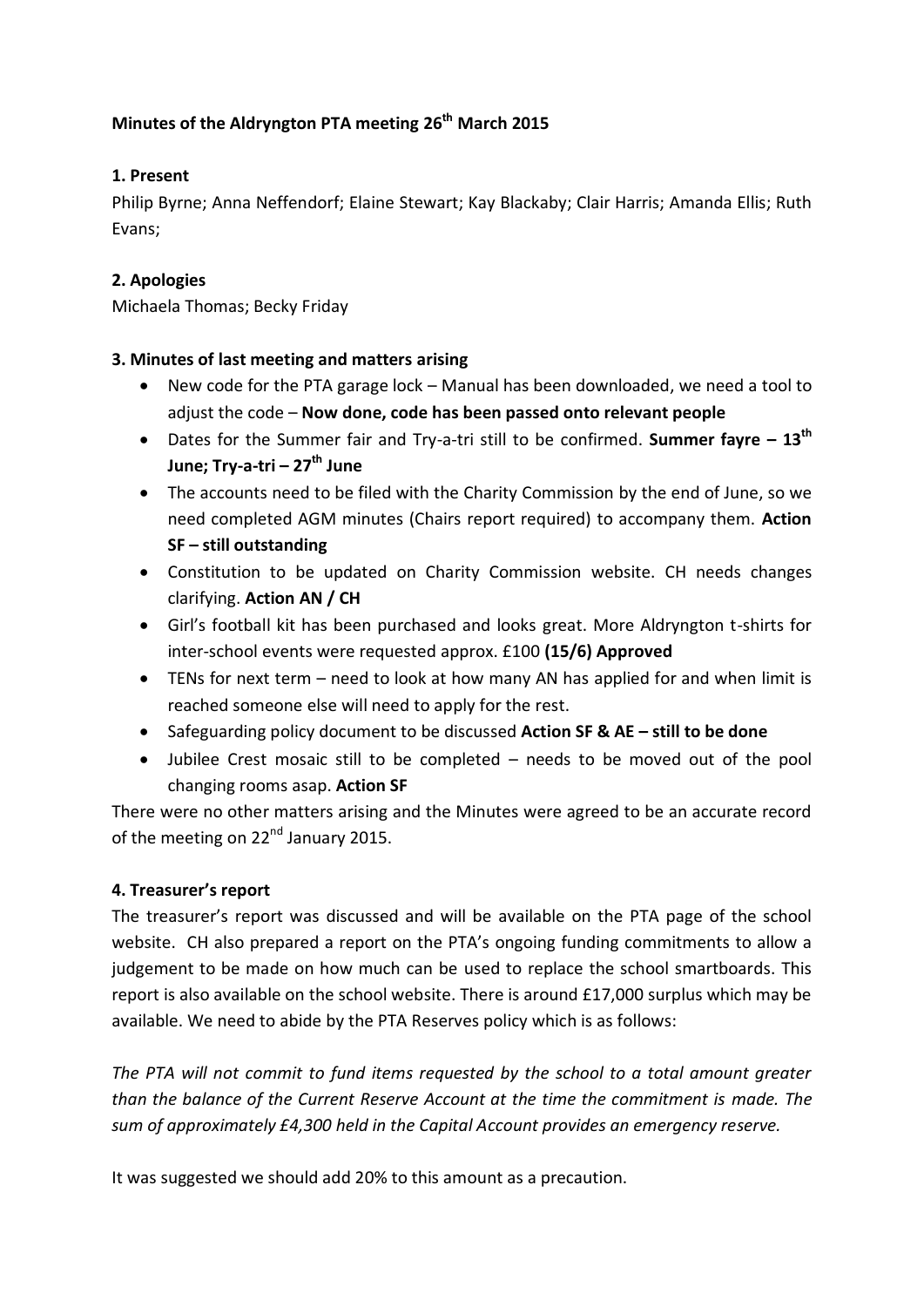**Minutes of the Aldryngton PTA meeting 26th March 2015**

**1. Present**

Philip Byrne; Anna Neffendorf; Elaine Stewart; Kay Blackaby; Clair Harris; Amanda Ellis; Ruth Evans;

**2. Apologies**

Michaela Thomas; Becky Friday

**3. Minutes of last meeting and matters arising**

- New code for the PTA garage lock – Manual has been downloaded, we need a tool to adjust the code – **Now done, code has been passed onto relevant people**
- Dates for the Summer fair and Try-a-tri still to be confirmed. **Summer fayre – 13th June; Try-a-tri – 27th June**
- The accounts need to be filed with the Charity Commission by the end of June, so we need completed AGM minutes (Chairs report required) to accompany them. **Action SF – still outstanding**
- Constitution to be updated on Charity Commission website. CH needs changes clarifying. **Action AN / CH**
- Girl's football kit has been purchased and looks great. More Aldryngton t-shirts for inter-school events were requested approx. £100 **(15/6) Approved**
- TENs for next term – need to look at how many AN has applied for and when limit is reached someone else will need to apply for the rest.
- Safeguarding policy document to be discussed **Action SF & AE – still to be done**
- Jubilee Crest mosaic still to be completed – needs to be moved out of the pool changing rooms asap. **Action SF**

There were no other matters arising and the Minutes were agreed to be an accurate record of the meeting on 22nd January 2015.

**4. Treasurer's report**

The treasurer's report was discussed and will be available on the PTA page of the school website. CH also prepared a report on the PTA's ongoing funding commitments to allow a judgement to be made on how much can be used to replace the school smartboards. This report is also available on the school website. There is around £17,000 surplus which may be available. We need to abide by the PTA Reserves policy which is as follows:

*The PTA will not commit to fund items requested by the school to a total amount greater than the balance of the Current Reserve Account at the time the commitment is made. The sum of approximately £4,300 held in the Capital Account provides an emergency reserve.*

It was suggested we should add 20% to this amount as a precaution.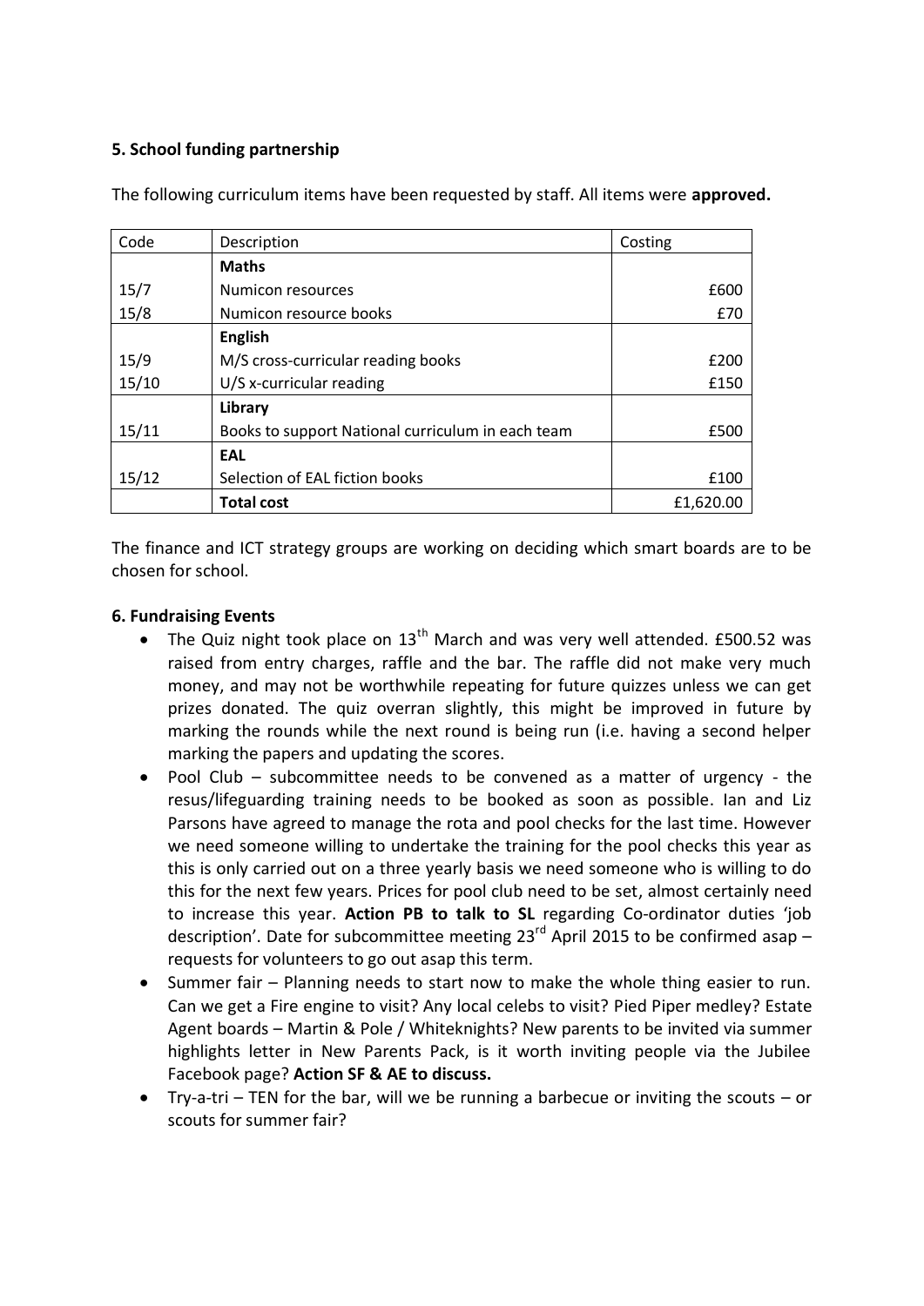**5. School funding partnership**

The following curriculum items have been requested by staff. All items were **approved.**

| Code | Description | Costing |
|---|---|---|
| | **Maths** | |
| 15/7 | Numicon resources | £600 |
| 15/8 | Numicon resource books | £70 |
| | **English** | |
| 15/9 | M/S cross-curricular reading books | £200 |
| 15/10 | U/S x-curricular reading | £150 |
| | **Library** | |
| 15/11 | Books to support National curriculum in each team | £500 |
| | **EAL** | |
| 15/12 | Selection of EAL fiction books | £100 |
| | **Total cost** | £1,620.00 |

The finance and ICT strategy groups are working on deciding which smart boards are to be chosen for school.

**6. Fundraising Events**

- The Quiz night took place on 13th March and was very well attended. £500.52 was raised from entry charges, raffle and the bar. The raffle did not make very much money, and may not be worthwhile repeating for future quizzes unless we can get prizes donated. The quiz overran slightly, this might be improved in future by marking the rounds while the next round is being run (i.e. having a second helper marking the papers and updating the scores.
- Pool Club – subcommittee needs to be convened as a matter of urgency - the resus/lifeguarding training needs to be booked as soon as possible. Ian and Liz Parsons have agreed to manage the rota and pool checks for the last time. However we need someone willing to undertake the training for the pool checks this year as this is only carried out on a three yearly basis we need someone who is willing to do this for the next few years. Prices for pool club need to be set, almost certainly need to increase this year. **Action PB to talk to SL** regarding Co-ordinator duties 'job description'. Date for subcommittee meeting 23rd April 2015 to be confirmed asap – requests for volunteers to go out asap this term.
- Summer fair – Planning needs to start now to make the whole thing easier to run. Can we get a Fire engine to visit? Any local celebs to visit? Pied Piper medley? Estate Agent boards – Martin & Pole / Whiteknights? New parents to be invited via summer highlights letter in New Parents Pack, is it worth inviting people via the Jubilee Facebook page? **Action SF & AE to discuss.**
- Try-a-tri – TEN for the bar, will we be running a barbecue or inviting the scouts – or scouts for summer fair?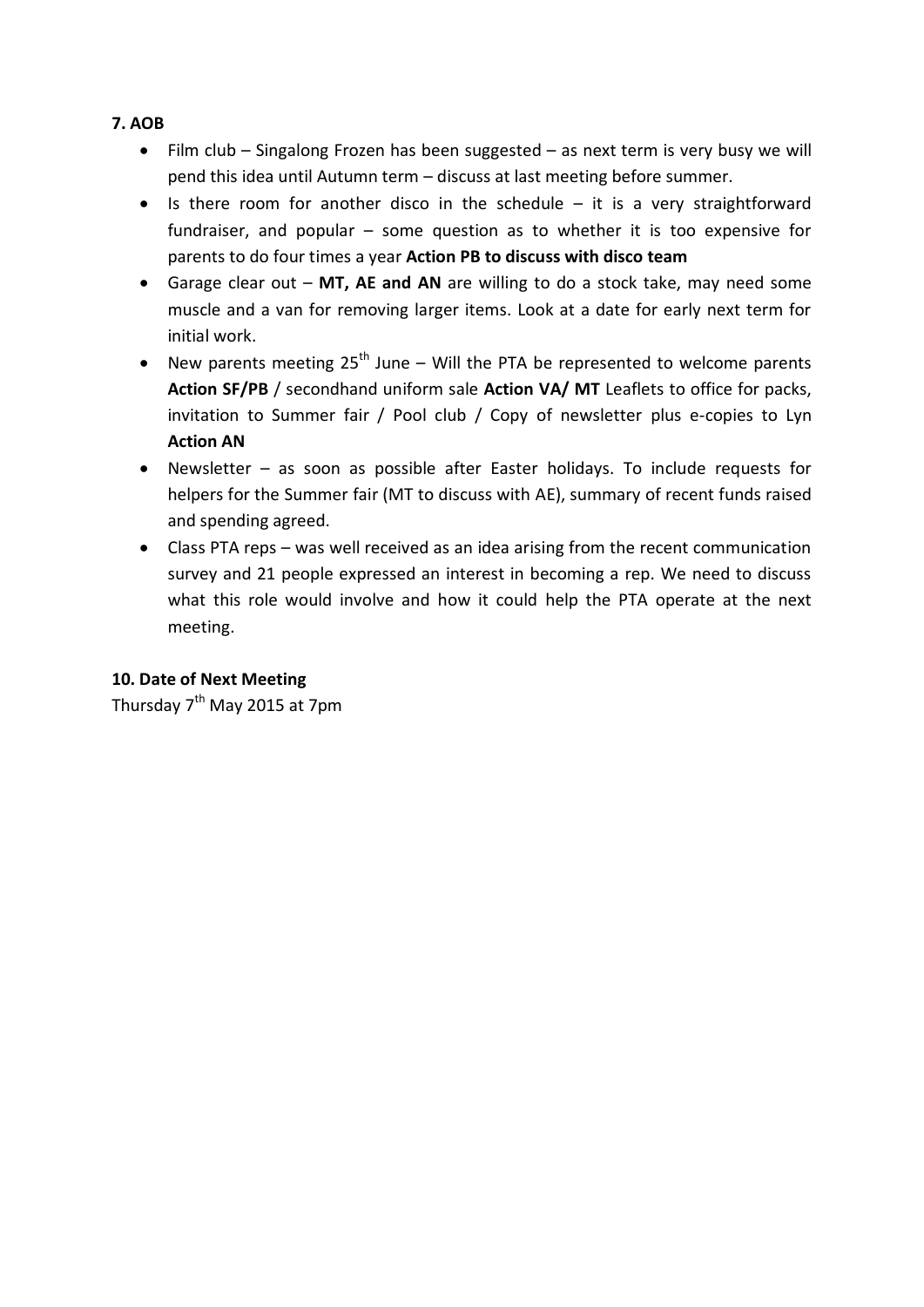**7. AOB**

- Film club – Singalong Frozen has been suggested – as next term is very busy we will pend this idea until Autumn term – discuss at last meeting before summer.
- Is there room for another disco in the schedule – it is a very straightforward fundraiser, and popular – some question as to whether it is too expensive for parents to do four times a year **Action PB to discuss with disco team**
- Garage clear out – **MT, AE and AN** are willing to do a stock take, may need some muscle and a van for removing larger items. Look at a date for early next term for initial work.
- New parents meeting 25th June – Will the PTA be represented to welcome parents **Action SF/PB** / secondhand uniform sale **Action VA/ MT** Leaflets to office for packs, invitation to Summer fair / Pool club / Copy of newsletter plus e-copies to Lyn **Action AN**
- Newsletter – as soon as possible after Easter holidays. To include requests for helpers for the Summer fair (MT to discuss with AE), summary of recent funds raised and spending agreed.
- Class PTA reps – was well received as an idea arising from the recent communication survey and 21 people expressed an interest in becoming a rep. We need to discuss what this role would involve and how it could help the PTA operate at the next meeting.

**10. Date of Next Meeting**

Thursday 7th May 2015 at 7pm